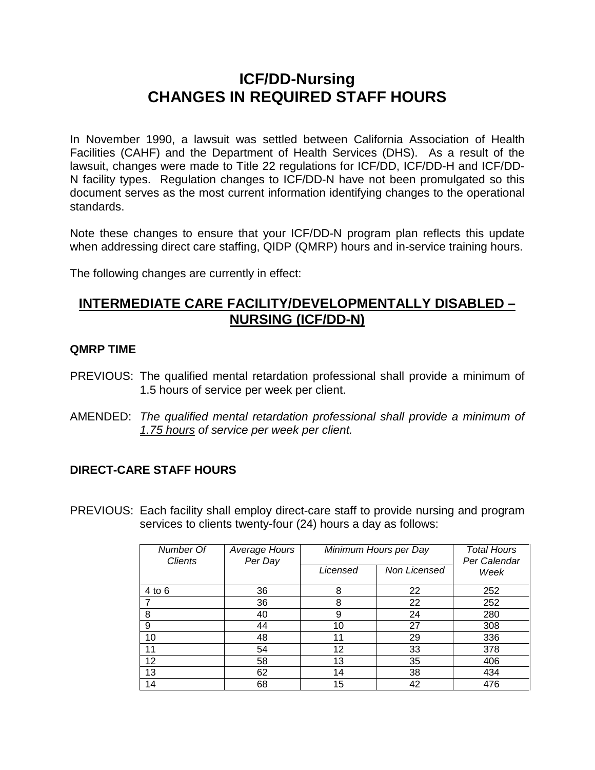# ICF/DD-Nursing
# CHANGES IN REQUIRED STAFF HOURS

In November 1990, a lawsuit was settled between California Association of Health Facilities (CAHF) and the Department of Health Services (DHS). As a result of the lawsuit, changes were made to Title 22 regulations for ICF/DD, ICF/DD-H and ICF/DD-N facility types. Regulation changes to ICF/DD-N have not been promulgated so this document serves as the most current information identifying changes to the operational standards.

Note these changes to ensure that your ICF/DD-N program plan reflects this update when addressing direct care staffing, QIDP (QMRP) hours and in-service training hours.

The following changes are currently in effect:

## INTERMEDIATE CARE FACILITY/DEVELOPMENTALLY DISABLED – NURSING (ICF/DD-N)

### QMRP TIME

PREVIOUS: The qualified mental retardation professional shall provide a minimum of 1.5 hours of service per week per client.

AMENDED: *The qualified mental retardation professional shall provide a minimum of 1.75 hours of service per week per client.*

### DIRECT-CARE STAFF HOURS

PREVIOUS: Each facility shall employ direct-care staff to provide nursing and program services to clients twenty-four (24) hours a day as follows:

| *Number Of Clients* | *Average Hours Per Day* | *Minimum Hours per Day* | | *Total Hours Per Calendar Week* |
|---|---|---|---|---|
| | | *Licensed* | *Non Licensed* | |
| 4 to 6 | 36 | 8 | 22 | 252 |
| 7 | 36 | 8 | 22 | 252 |
| 8 | 40 | 9 | 24 | 280 |
| 9 | 44 | 10 | 27 | 308 |
| 10 | 48 | 11 | 29 | 336 |
| 11 | 54 | 12 | 33 | 378 |
| 12 | 58 | 13 | 35 | 406 |
| 13 | 62 | 14 | 38 | 434 |
| 14 | 68 | 15 | 42 | 476 |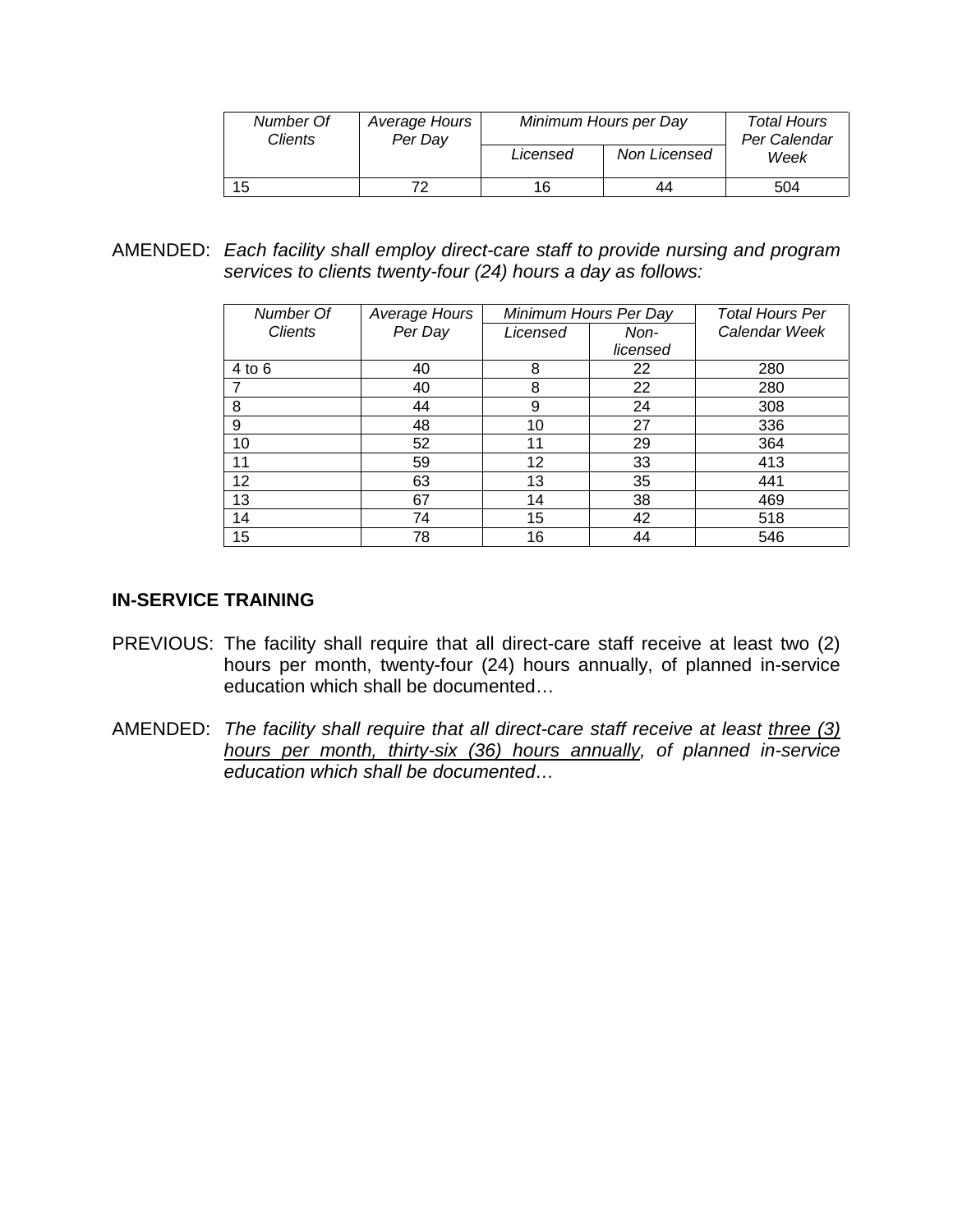| *Number Of Clients* | *Average Hours Per Day* | *Minimum Hours per Day* | | *Total Hours Per Calendar Week* |
|---|---|---|---|---|
| | | *Licensed* | *Non Licensed* | |
| 15 | 72 | 16 | 44 | 504 |

AMENDED: *Each facility shall employ direct-care staff to provide nursing and program services to clients twenty-four (24) hours a day as follows:*

| *Number Of Clients* | *Average Hours Per Day* | *Minimum Hours Per Day* | | *Total Hours Per Calendar Week* |
|---|---|---|---|---|
| | | *Licensed* | *Non-licensed* | |
| 4 to 6 | 40 | 8 | 22 | 280 |
| 7 | 40 | 8 | 22 | 280 |
| 8 | 44 | 9 | 24 | 308 |
| 9 | 48 | 10 | 27 | 336 |
| 10 | 52 | 11 | 29 | 364 |
| 11 | 59 | 12 | 33 | 413 |
| 12 | 63 | 13 | 35 | 441 |
| 13 | 67 | 14 | 38 | 469 |
| 14 | 74 | 15 | 42 | 518 |
| 15 | 78 | 16 | 44 | 546 |

**IN-SERVICE TRAINING**

PREVIOUS: The facility shall require that all direct-care staff receive at least two (2) hours per month, twenty-four (24) hours annually, of planned in-service education which shall be documented…

AMENDED: *The facility shall require that all direct-care staff receive at least three (3) hours per month, thirty-six (36) hours annually, of planned in-service education which shall be documented…*